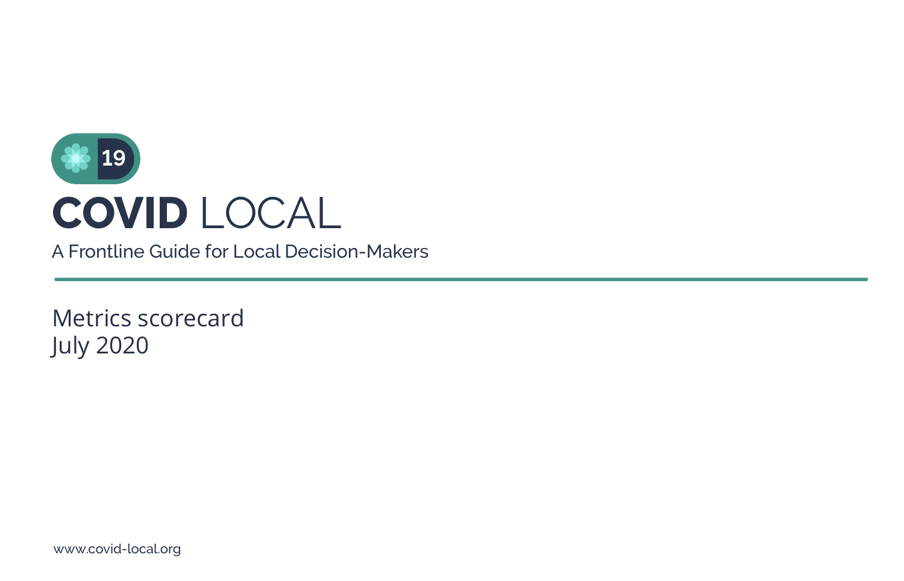19

# COVID LOCAL

A Frontline Guide for Local Decision-Makers

## Metrics scorecard
## July 2020

www.covid-local.org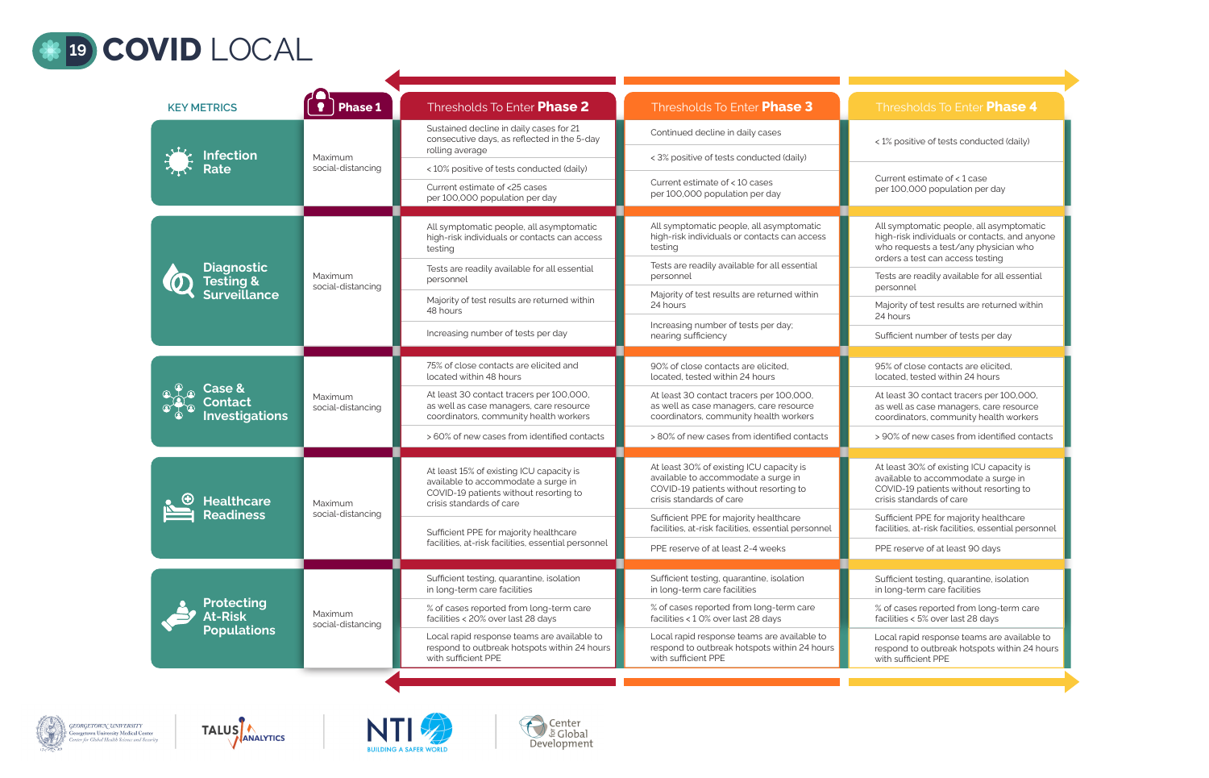# COVID LOCAL

| KEY METRICS | Phase 1 | Thresholds To Enter **Phase 2** | Thresholds To Enter **Phase 3** | Thresholds To Enter **Phase 4** |
|---|---|---|---|---|
| **Infection Rate** | Maximum social-distancing | Sustained decline in daily cases for 21 consecutive days, as reflected in the 5-day rolling average<br>< 10% positive of tests conducted (daily)<br>Current estimate of <25 cases per 100,000 population per day | Continued decline in daily cases<br>< 3% positive of tests conducted (daily)<br>Current estimate of < 10 cases per 100,000 population per day | < 1% positive of tests conducted (daily)<br>Current estimate of < 1 case per 100,000 population per day |
| **Diagnostic Testing & Surveillance** | Maximum social-distancing | All symptomatic people, all asymptomatic high-risk individuals or contacts can access testing<br>Tests are readily available for all essential personnel<br>Majority of test results are returned within 48 hours<br>Increasing number of tests per day | All symptomatic people, all asymptomatic high-risk individuals or contacts can access testing<br>Tests are readily available for all essential personnel<br>Majority of test results are returned within 24 hours<br>Increasing number of tests per day; nearing sufficiency | All symptomatic people, all asymptomatic high-risk individuals or contacts, and anyone who requests a test/any physician who orders a test can access testing<br>Tests are readily available for all essential personnel<br>Majority of test results are returned within 24 hours<br>Sufficient number of tests per day |
| **Case & Contact Investigations** | Maximum social-distancing | 75% of close contacts are elicited and located within 48 hours<br>At least 30 contact tracers per 100,000, as well as case managers, care resource coordinators, community health workers<br>> 60% of new cases from identified contacts | 90% of close contacts are elicited, located, tested within 24 hours<br>At least 30 contact tracers per 100,000, as well as case managers, care resource coordinators, community health workers<br>> 80% of new cases from identified contacts | 95% of close contacts are elicited, located, tested within 24 hours<br>At least 30 contact tracers per 100,000, as well as case managers, care resource coordinators, community health workers<br>> 90% of new cases from identified contacts |
| **Healthcare Readiness** | Maximum social-distancing | At least 15% of existing ICU capacity is available to accommodate a surge in COVID-19 patients without resorting to crisis standards of care<br>Sufficient PPE for majority healthcare facilities, at-risk facilities, essential personnel | At least 30% of existing ICU capacity is available to accommodate a surge in COVID-19 patients without resorting to crisis standards of care<br>Sufficient PPE for majority healthcare facilities, at-risk facilities, essential personnel<br>PPE reserve of at least 2-4 weeks | At least 30% of existing ICU capacity is available to accommodate a surge in COVID-19 patients without resorting to crisis standards of care<br>Sufficient PPE for majority healthcare facilities, at-risk facilities, essential personnel<br>PPE reserve of at least 90 days |
| **Protecting At-Risk Populations** | Maximum social-distancing | Sufficient testing, quarantine, isolation in long-term care facilities<br>% of cases reported from long-term care facilities < 20% over last 28 days<br>Local rapid response teams are available to respond to outbreak hotspots within 24 hours with sufficient PPE | Sufficient testing, quarantine, isolation in long-term care facilities<br>% of cases reported from long-term care facilities < 1 0% over last 28 days<br>Local rapid response teams are available to respond to outbreak hotspots within 24 hours with sufficient PPE | Sufficient testing, quarantine, isolation in long-term care facilities<br>% of cases reported from long-term care facilities < 5% over last 28 days<br>Local rapid response teams are available to respond to outbreak hotspots within 24 hours with sufficient PPE |

Georgetown University, Georgetown University Medical Center, Center for Global Health Science and Security

TALUS ANALYTICS

NTI BUILDING A SAFER WORLD

Center for Global Development